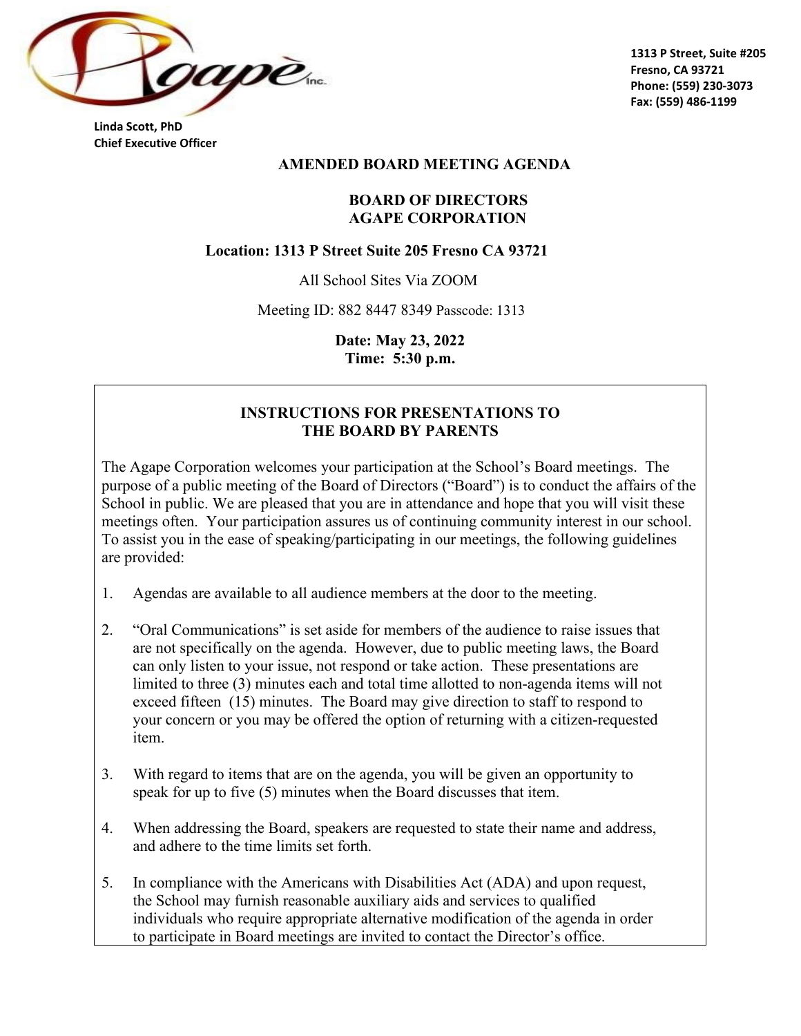Agapè Inc.

Linda Scott, PhD
Chief Executive Officer

1313 P Street, Suite #205
Fresno, CA 93721
Phone: (559) 230-3073
Fax: (559) 486-1199

# AMENDED BOARD MEETING AGENDA

## BOARD OF DIRECTORS
## AGAPE CORPORATION

**Location: 1313 P Street Suite 205 Fresno CA 93721**

All School Sites Via ZOOM

Meeting ID: 882 8447 8349 Passcode: 1313

**Date: May 23, 2022**
**Time: 5:30 p.m.**

### INSTRUCTIONS FOR PRESENTATIONS TO THE BOARD BY PARENTS

The Agape Corporation welcomes your participation at the School's Board meetings. The purpose of a public meeting of the Board of Directors ("Board") is to conduct the affairs of the School in public. We are pleased that you are in attendance and hope that you will visit these meetings often. Your participation assures us of continuing community interest in our school. To assist you in the ease of speaking/participating in our meetings, the following guidelines are provided:

1. Agendas are available to all audience members at the door to the meeting.
2. "Oral Communications" is set aside for members of the audience to raise issues that are not specifically on the agenda. However, due to public meeting laws, the Board can only listen to your issue, not respond or take action. These presentations are limited to three (3) minutes each and total time allotted to non-agenda items will not exceed fifteen (15) minutes. The Board may give direction to staff to respond to your concern or you may be offered the option of returning with a citizen-requested item.
3. With regard to items that are on the agenda, you will be given an opportunity to speak for up to five (5) minutes when the Board discusses that item.
4. When addressing the Board, speakers are requested to state their name and address, and adhere to the time limits set forth.
5. In compliance with the Americans with Disabilities Act (ADA) and upon request, the School may furnish reasonable auxiliary aids and services to qualified individuals who require appropriate alternative modification of the agenda in order to participate in Board meetings are invited to contact the Director's office.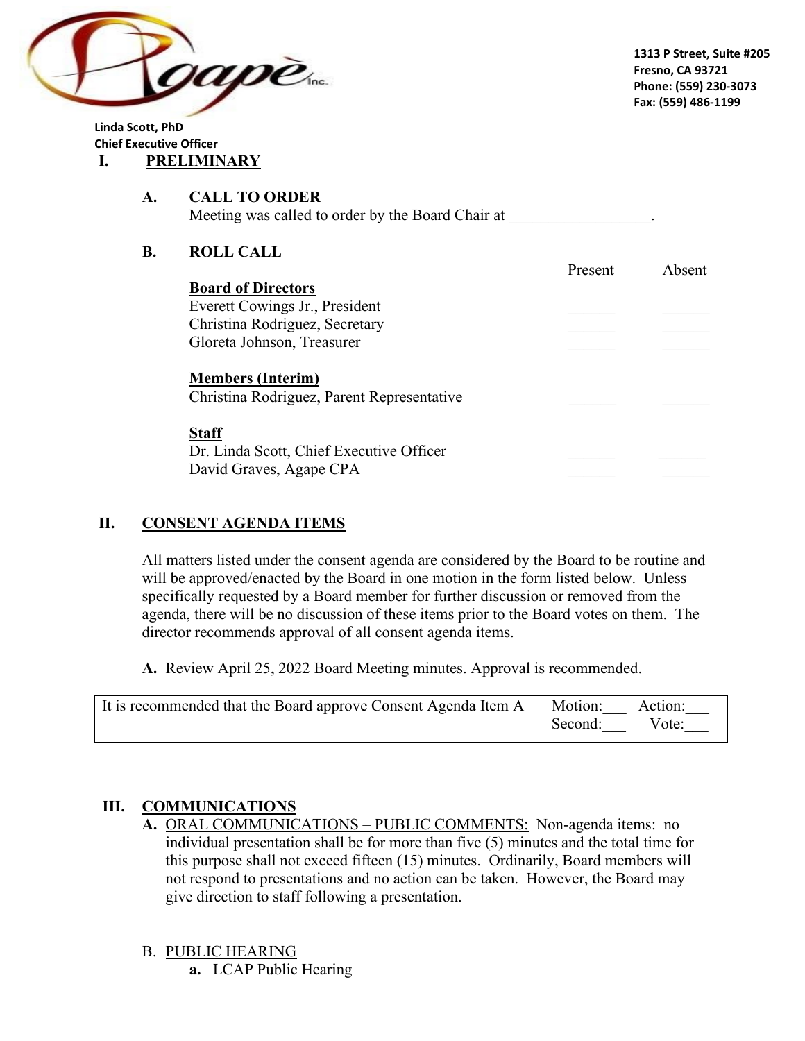Agapè Inc.

Linda Scott, PhD
Chief Executive Officer

1313 P Street, Suite #205
Fresno, CA 93721
Phone: (559) 230-3073
Fax: (559) 486-1199

# I. PRELIMINARY

## A. CALL TO ORDER

Meeting was called to order by the Board Chair at _________________.

## B. ROLL CALL

| | Present | Absent |
|---|---|---|
| **Board of Directors** | | |
| Everett Cowings Jr., President | ______ | ______ |
| Christina Rodriguez, Secretary | ______ | ______ |
| Gloreta Johnson, Treasurer | ______ | ______ |
| **Members (Interim)** | | |
| Christina Rodriguez, Parent Representative | ______ | ______ |
| **Staff** | | |
| Dr. Linda Scott, Chief Executive Officer | ______ | ______ |
| David Graves, Agape CPA | ______ | ______ |

# II. CONSENT AGENDA ITEMS

All matters listed under the consent agenda are considered by the Board to be routine and will be approved/enacted by the Board in one motion in the form listed below. Unless specifically requested by a Board member for further discussion or removed from the agenda, there will be no discussion of these items prior to the Board votes on them. The director recommends approval of all consent agenda items.

**A.** Review April 25, 2022 Board Meeting minutes. Approval is recommended.

| It is recommended that the Board approve Consent Agenda Item A | Motion:___ Second:___ | Action:___ Vote:___ |
|---|---|---|

# III. COMMUNICATIONS

**A.** ORAL COMMUNICATIONS – PUBLIC COMMENTS: Non-agenda items: no individual presentation shall be for more than five (5) minutes and the total time for this purpose shall not exceed fifteen (15) minutes. Ordinarily, Board members will not respond to presentations and no action can be taken. However, the Board may give direction to staff following a presentation.

B. PUBLIC HEARING

**a.** LCAP Public Hearing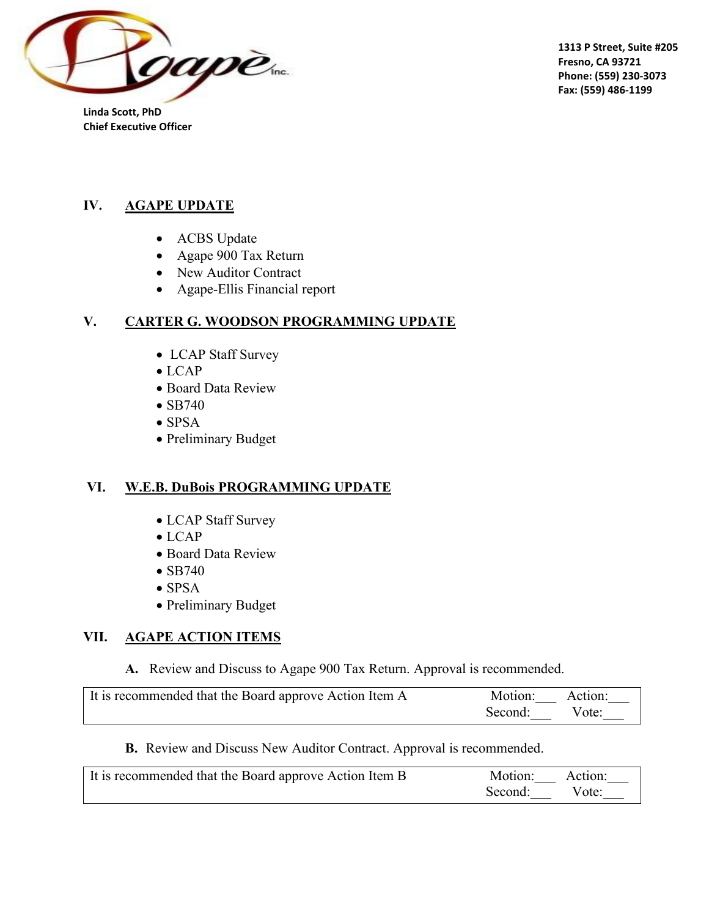Linda Scott, PhD
Chief Executive Officer

1313 P Street, Suite #205
Fresno, CA 93721
Phone: (559) 230-3073
Fax: (559) 486-1199

## IV. AGAPE UPDATE

- ACBS Update
- Agape 900 Tax Return
- New Auditor Contract
- Agape-Ellis Financial report

## V. CARTER G. WOODSON PROGRAMMING UPDATE

- LCAP Staff Survey
- LCAP
- Board Data Review
- SB740
- SPSA
- Preliminary Budget

## VI. W.E.B. DuBois PROGRAMMING UPDATE

- LCAP Staff Survey
- LCAP
- Board Data Review
- SB740
- SPSA
- Preliminary Budget

## VII. AGAPE ACTION ITEMS

**A.** Review and Discuss to Agape 900 Tax Return. Approval is recommended.

| It is recommended that the Board approve Action Item A | Motion:___ Action:___ Second:___ Vote:___ |
|---|---|

**B.** Review and Discuss New Auditor Contract. Approval is recommended.

| It is recommended that the Board approve Action Item B | Motion:___ Action:___ Second:___ Vote:___ |
|---|---|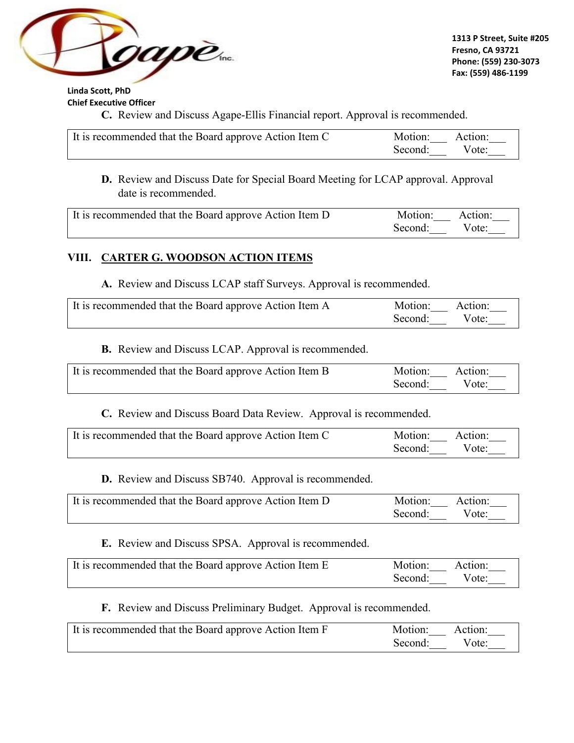Linda Scott, PhD
Chief Executive Officer

C. Review and Discuss Agape-Ellis Financial report. Approval is recommended.

| It is recommended that the Board approve Action Item C | Motion:___ Second:___ | Action:___ Vote:___ |
|---|---|---|

D. Review and Discuss Date for Special Board Meeting for LCAP approval. Approval date is recommended.

| It is recommended that the Board approve Action Item D | Motion:___ Second:___ | Action:___ Vote:___ |
|---|---|---|

## VIII. CARTER G. WOODSON ACTION ITEMS

A. Review and Discuss LCAP staff Surveys. Approval is recommended.

| It is recommended that the Board approve Action Item A | Motion:___ Second:___ | Action:___ Vote:___ |
|---|---|---|

B. Review and Discuss LCAP. Approval is recommended.

| It is recommended that the Board approve Action Item B | Motion:___ Second:___ | Action:___ Vote:___ |
|---|---|---|

C. Review and Discuss Board Data Review. Approval is recommended.

| It is recommended that the Board approve Action Item C | Motion:___ Second:___ | Action:___ Vote:___ |
|---|---|---|

D. Review and Discuss SB740. Approval is recommended.

| It is recommended that the Board approve Action Item D | Motion:___ Second:___ | Action:___ Vote:___ |
|---|---|---|

E. Review and Discuss SPSA. Approval is recommended.

| It is recommended that the Board approve Action Item E | Motion:___ Second:___ | Action:___ Vote:___ |
|---|---|---|

F. Review and Discuss Preliminary Budget. Approval is recommended.

| It is recommended that the Board approve Action Item F | Motion:___ Second:___ | Action:___ Vote:___ |
|---|---|---|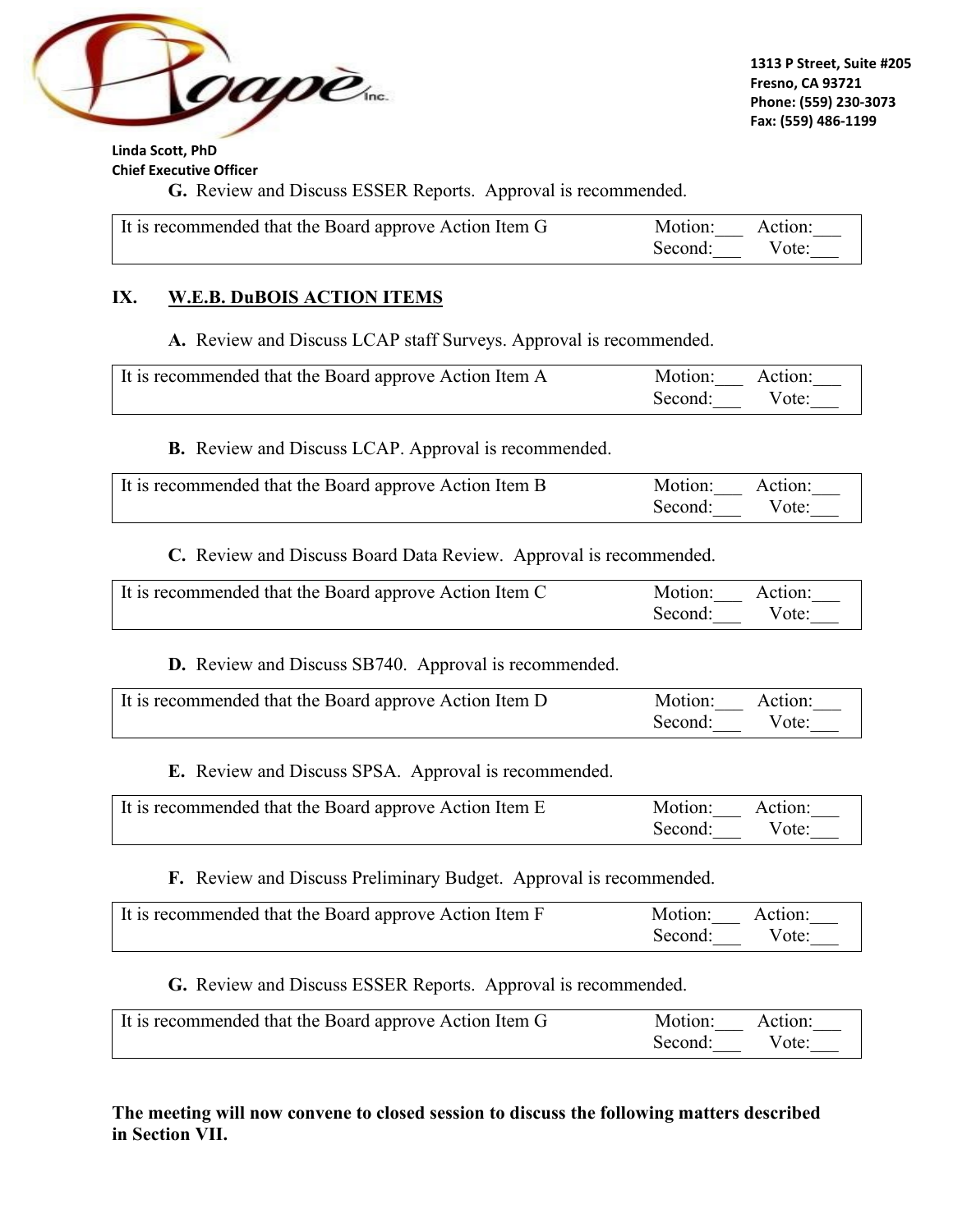Linda Scott, PhD
Chief Executive Officer

1313 P Street, Suite #205
Fresno, CA 93721
Phone: (559) 230-3073
Fax: (559) 486-1199

**G.** Review and Discuss ESSER Reports. Approval is recommended.

| It is recommended that the Board approve Action Item G | Motion:___ Second:___ | Action:___ Vote:___ |
|---|---|---|

## IX. W.E.B. DuBOIS ACTION ITEMS

**A.** Review and Discuss LCAP staff Surveys. Approval is recommended.

| It is recommended that the Board approve Action Item A | Motion:___ Second:___ | Action:___ Vote:___ |
|---|---|---|

**B.** Review and Discuss LCAP. Approval is recommended.

| It is recommended that the Board approve Action Item B | Motion:___ Second:___ | Action:___ Vote:___ |
|---|---|---|

**C.** Review and Discuss Board Data Review. Approval is recommended.

| It is recommended that the Board approve Action Item C | Motion:___ Second:___ | Action:___ Vote:___ |
|---|---|---|

**D.** Review and Discuss SB740. Approval is recommended.

| It is recommended that the Board approve Action Item D | Motion:___ Second:___ | Action:___ Vote:___ |
|---|---|---|

**E.** Review and Discuss SPSA. Approval is recommended.

| It is recommended that the Board approve Action Item E | Motion:___ Second:___ | Action:___ Vote:___ |
|---|---|---|

**F.** Review and Discuss Preliminary Budget. Approval is recommended.

| It is recommended that the Board approve Action Item F | Motion:___ Second:___ | Action:___ Vote:___ |
|---|---|---|

**G.** Review and Discuss ESSER Reports. Approval is recommended.

| It is recommended that the Board approve Action Item G | Motion:___ Second:___ | Action:___ Vote:___ |
|---|---|---|

**The meeting will now convene to closed session to discuss the following matters described in Section VII.**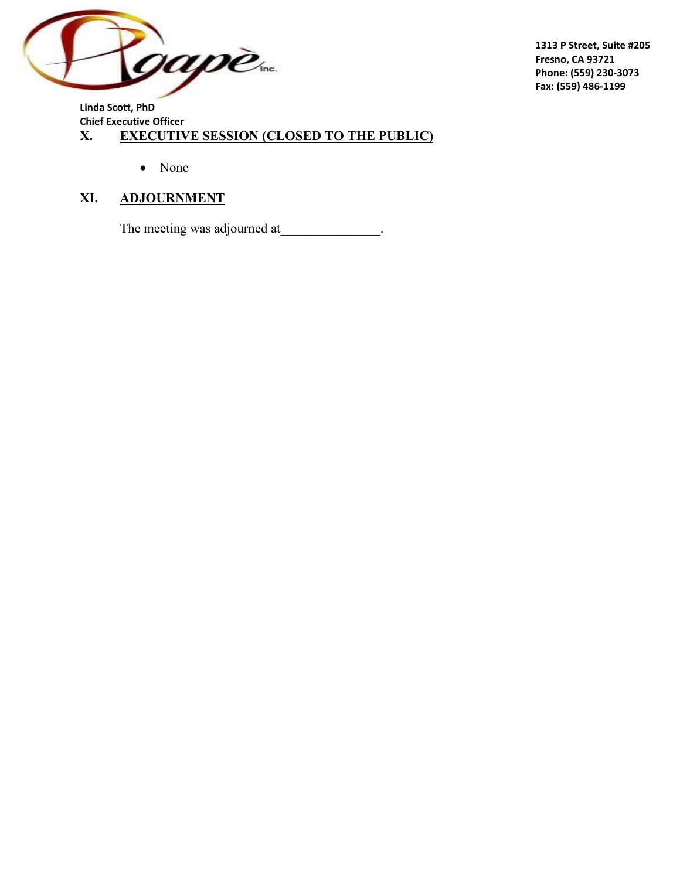1313 P Street, Suite #205
Fresno, CA 93721
Phone: (559) 230-3073
Fax: (559) 486-1199

**Linda Scott, PhD**
**Chief Executive Officer**

## X. EXECUTIVE SESSION (CLOSED TO THE PUBLIC)

- None

## XI. ADJOURNMENT

The meeting was adjourned at_______________.